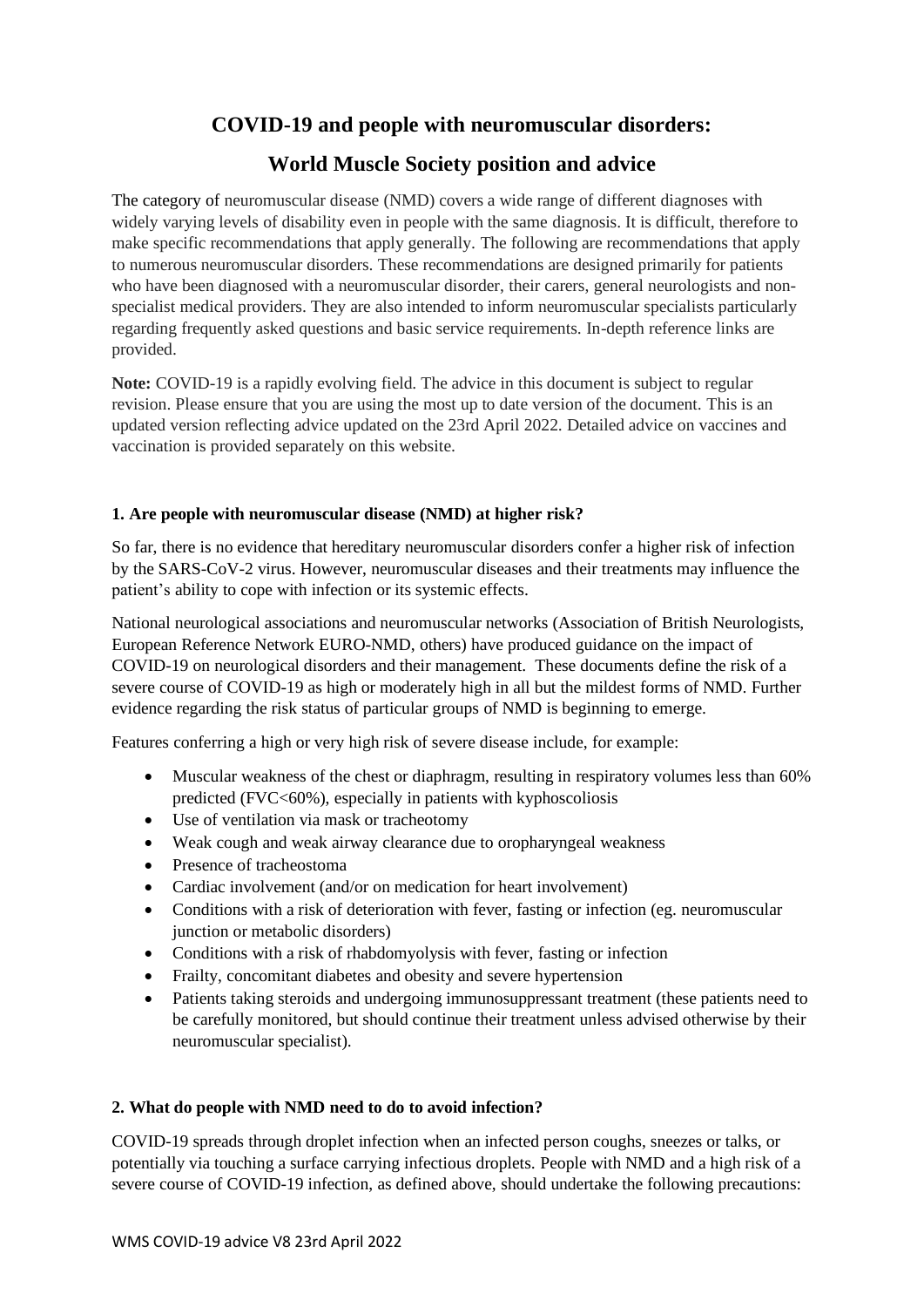# COVID-19 and people with neuromuscular disorders:

# World Muscle Society position and advice

The category of neuromuscular disease (NMD) covers a wide range of different diagnoses with widely varying levels of disability even in people with the same diagnosis. It is difficult, therefore to make specific recommendations that apply generally. The following are recommendations that apply to numerous neuromuscular disorders. These recommendations are designed primarily for patients who have been diagnosed with a neuromuscular disorder, their carers, general neurologists and non-specialist medical providers. They are also intended to inform neuromuscular specialists particularly regarding frequently asked questions and basic service requirements. In-depth reference links are provided.

**Note:** COVID-19 is a rapidly evolving field. The advice in this document is subject to regular revision. Please ensure that you are using the most up to date version of the document. This is an updated version reflecting advice updated on the 23rd April 2022. Detailed advice on vaccines and vaccination is provided separately on this website.

### 1. Are people with neuromuscular disease (NMD) at higher risk?

So far, there is no evidence that hereditary neuromuscular disorders confer a higher risk of infection by the SARS-CoV-2 virus. However, neuromuscular diseases and their treatments may influence the patient's ability to cope with infection or its systemic effects.

National neurological associations and neuromuscular networks (Association of British Neurologists, European Reference Network EURO-NMD, others) have produced guidance on the impact of COVID-19 on neurological disorders and their management. These documents define the risk of a severe course of COVID-19 as high or moderately high in all but the mildest forms of NMD. Further evidence regarding the risk status of particular groups of NMD is beginning to emerge.

Features conferring a high or very high risk of severe disease include, for example:

- Muscular weakness of the chest or diaphragm, resulting in respiratory volumes less than 60% predicted (FVC<60%), especially in patients with kyphoscoliosis
- Use of ventilation via mask or tracheotomy
- Weak cough and weak airway clearance due to oropharyngeal weakness
- Presence of tracheostoma
- Cardiac involvement (and/or on medication for heart involvement)
- Conditions with a risk of deterioration with fever, fasting or infection (eg. neuromuscular junction or metabolic disorders)
- Conditions with a risk of rhabdomyolysis with fever, fasting or infection
- Frailty, concomitant diabetes and obesity and severe hypertension
- Patients taking steroids and undergoing immunosuppressant treatment (these patients need to be carefully monitored, but should continue their treatment unless advised otherwise by their neuromuscular specialist).

### 2. What do people with NMD need to do to avoid infection?

COVID-19 spreads through droplet infection when an infected person coughs, sneezes or talks, or potentially via touching a surface carrying infectious droplets. People with NMD and a high risk of a severe course of COVID-19 infection, as defined above, should undertake the following precautions: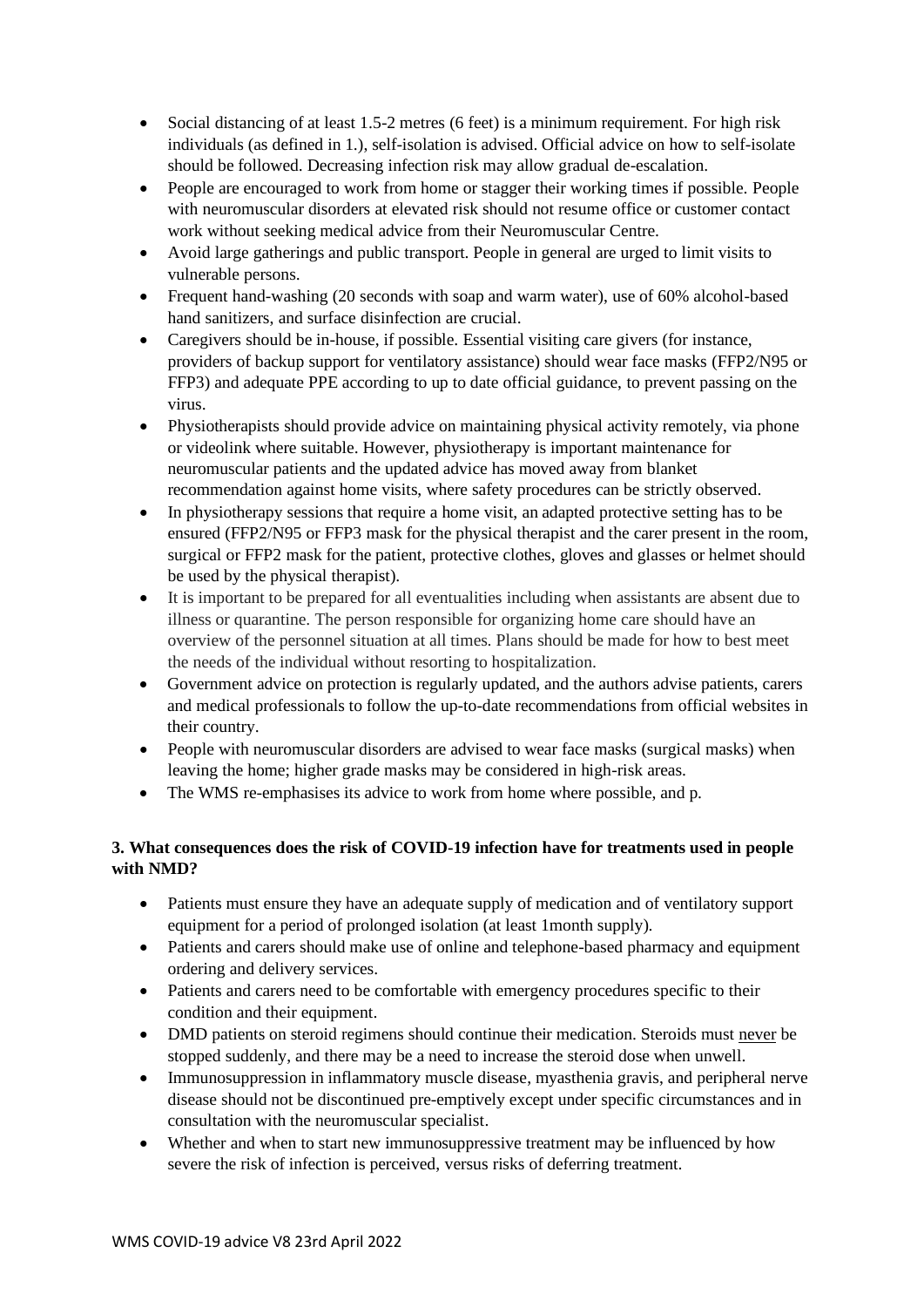- Social distancing of at least 1.5-2 metres (6 feet) is a minimum requirement. For high risk individuals (as defined in 1.), self-isolation is advised. Official advice on how to self-isolate should be followed. Decreasing infection risk may allow gradual de-escalation.
- People are encouraged to work from home or stagger their working times if possible. People with neuromuscular disorders at elevated risk should not resume office or customer contact work without seeking medical advice from their Neuromuscular Centre.
- Avoid large gatherings and public transport. People in general are urged to limit visits to vulnerable persons.
- Frequent hand-washing (20 seconds with soap and warm water), use of 60% alcohol-based hand sanitizers, and surface disinfection are crucial.
- Caregivers should be in-house, if possible. Essential visiting care givers (for instance, providers of backup support for ventilatory assistance) should wear face masks (FFP2/N95 or FFP3) and adequate PPE according to up to date official guidance, to prevent passing on the virus.
- Physiotherapists should provide advice on maintaining physical activity remotely, via phone or videolink where suitable. However, physiotherapy is important maintenance for neuromuscular patients and the updated advice has moved away from blanket recommendation against home visits, where safety procedures can be strictly observed.
- In physiotherapy sessions that require a home visit, an adapted protective setting has to be ensured (FFP2/N95 or FFP3 mask for the physical therapist and the carer present in the room, surgical or FFP2 mask for the patient, protective clothes, gloves and glasses or helmet should be used by the physical therapist).
- It is important to be prepared for all eventualities including when assistants are absent due to illness or quarantine. The person responsible for organizing home care should have an overview of the personnel situation at all times. Plans should be made for how to best meet the needs of the individual without resorting to hospitalization.
- Government advice on protection is regularly updated, and the authors advise patients, carers and medical professionals to follow the up-to-date recommendations from official websites in their country.
- People with neuromuscular disorders are advised to wear face masks (surgical masks) when leaving the home; higher grade masks may be considered in high-risk areas.
- The WMS re-emphasises its advice to work from home where possible, and p.

**3. What consequences does the risk of COVID-19 infection have for treatments used in people with NMD?**

- Patients must ensure they have an adequate supply of medication and of ventilatory support equipment for a period of prolonged isolation (at least 1month supply).
- Patients and carers should make use of online and telephone-based pharmacy and equipment ordering and delivery services.
- Patients and carers need to be comfortable with emergency procedures specific to their condition and their equipment.
- DMD patients on steroid regimens should continue their medication. Steroids must never be stopped suddenly, and there may be a need to increase the steroid dose when unwell.
- Immunosuppression in inflammatory muscle disease, myasthenia gravis, and peripheral nerve disease should not be discontinued pre-emptively except under specific circumstances and in consultation with the neuromuscular specialist.
- Whether and when to start new immunosuppressive treatment may be influenced by how severe the risk of infection is perceived, versus risks of deferring treatment.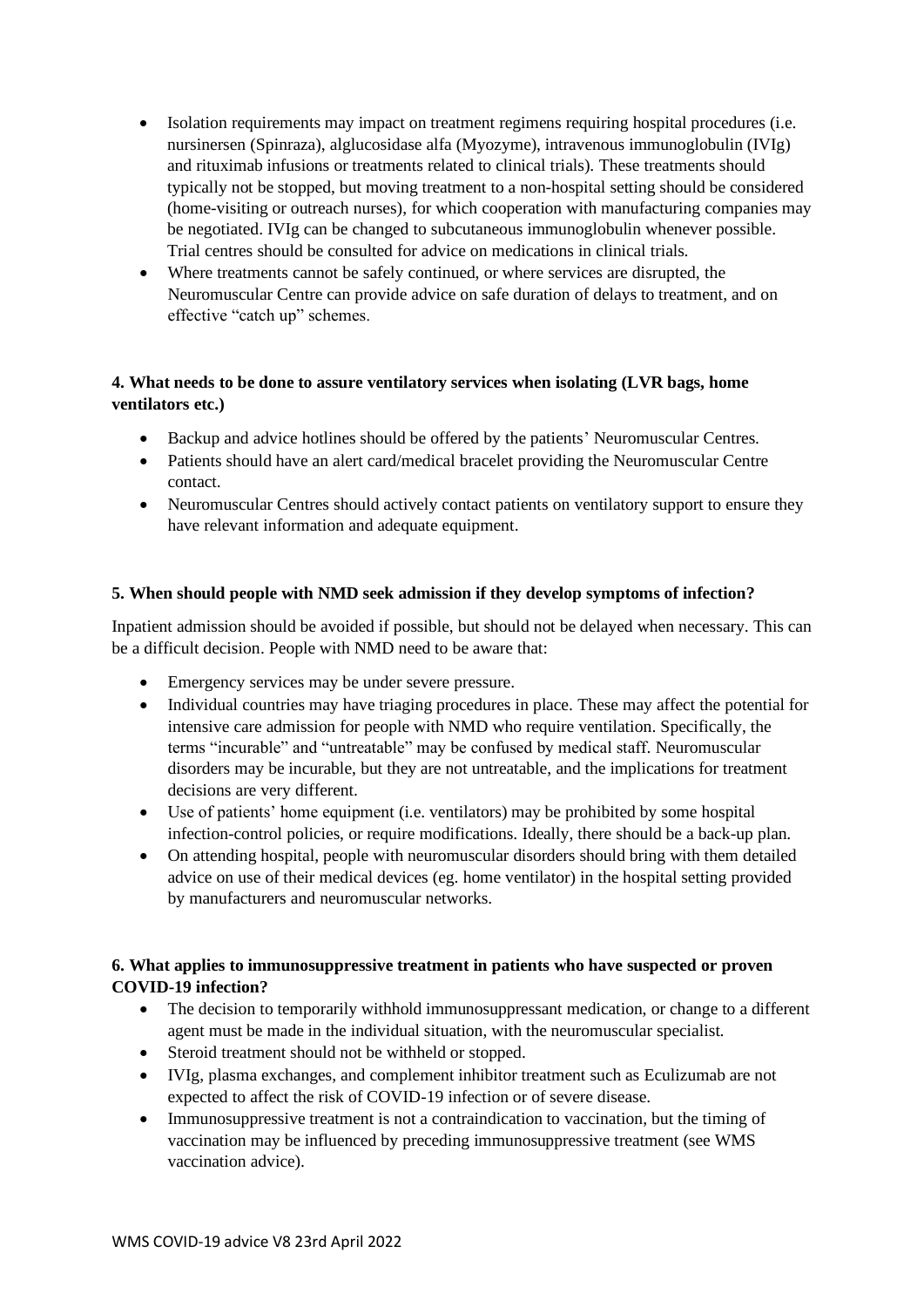- Isolation requirements may impact on treatment regimens requiring hospital procedures (i.e. nursinersen (Spinraza), alglucosidase alfa (Myozyme), intravenous immunoglobulin (IVIg) and rituximab infusions or treatments related to clinical trials). These treatments should typically not be stopped, but moving treatment to a non-hospital setting should be considered (home-visiting or outreach nurses), for which cooperation with manufacturing companies may be negotiated. IVIg can be changed to subcutaneous immunoglobulin whenever possible. Trial centres should be consulted for advice on medications in clinical trials.
- Where treatments cannot be safely continued, or where services are disrupted, the Neuromuscular Centre can provide advice on safe duration of delays to treatment, and on effective "catch up" schemes.

**4. What needs to be done to assure ventilatory services when isolating (LVR bags, home ventilators etc.)**

- Backup and advice hotlines should be offered by the patients' Neuromuscular Centres.
- Patients should have an alert card/medical bracelet providing the Neuromuscular Centre contact.
- Neuromuscular Centres should actively contact patients on ventilatory support to ensure they have relevant information and adequate equipment.

**5. When should people with NMD seek admission if they develop symptoms of infection?**

Inpatient admission should be avoided if possible, but should not be delayed when necessary. This can be a difficult decision. People with NMD need to be aware that:

- Emergency services may be under severe pressure.
- Individual countries may have triaging procedures in place. These may affect the potential for intensive care admission for people with NMD who require ventilation. Specifically, the terms "incurable" and "untreatable" may be confused by medical staff. Neuromuscular disorders may be incurable, but they are not untreatable, and the implications for treatment decisions are very different.
- Use of patients' home equipment (i.e. ventilators) may be prohibited by some hospital infection-control policies, or require modifications. Ideally, there should be a back-up plan.
- On attending hospital, people with neuromuscular disorders should bring with them detailed advice on use of their medical devices (eg. home ventilator) in the hospital setting provided by manufacturers and neuromuscular networks.

**6. What applies to immunosuppressive treatment in patients who have suspected or proven COVID-19 infection?**

- The decision to temporarily withhold immunosuppressant medication, or change to a different agent must be made in the individual situation, with the neuromuscular specialist.
- Steroid treatment should not be withheld or stopped.
- IVIg, plasma exchanges, and complement inhibitor treatment such as Eculizumab are not expected to affect the risk of COVID-19 infection or of severe disease.
- Immunosuppressive treatment is not a contraindication to vaccination, but the timing of vaccination may be influenced by preceding immunosuppressive treatment (see WMS vaccination advice).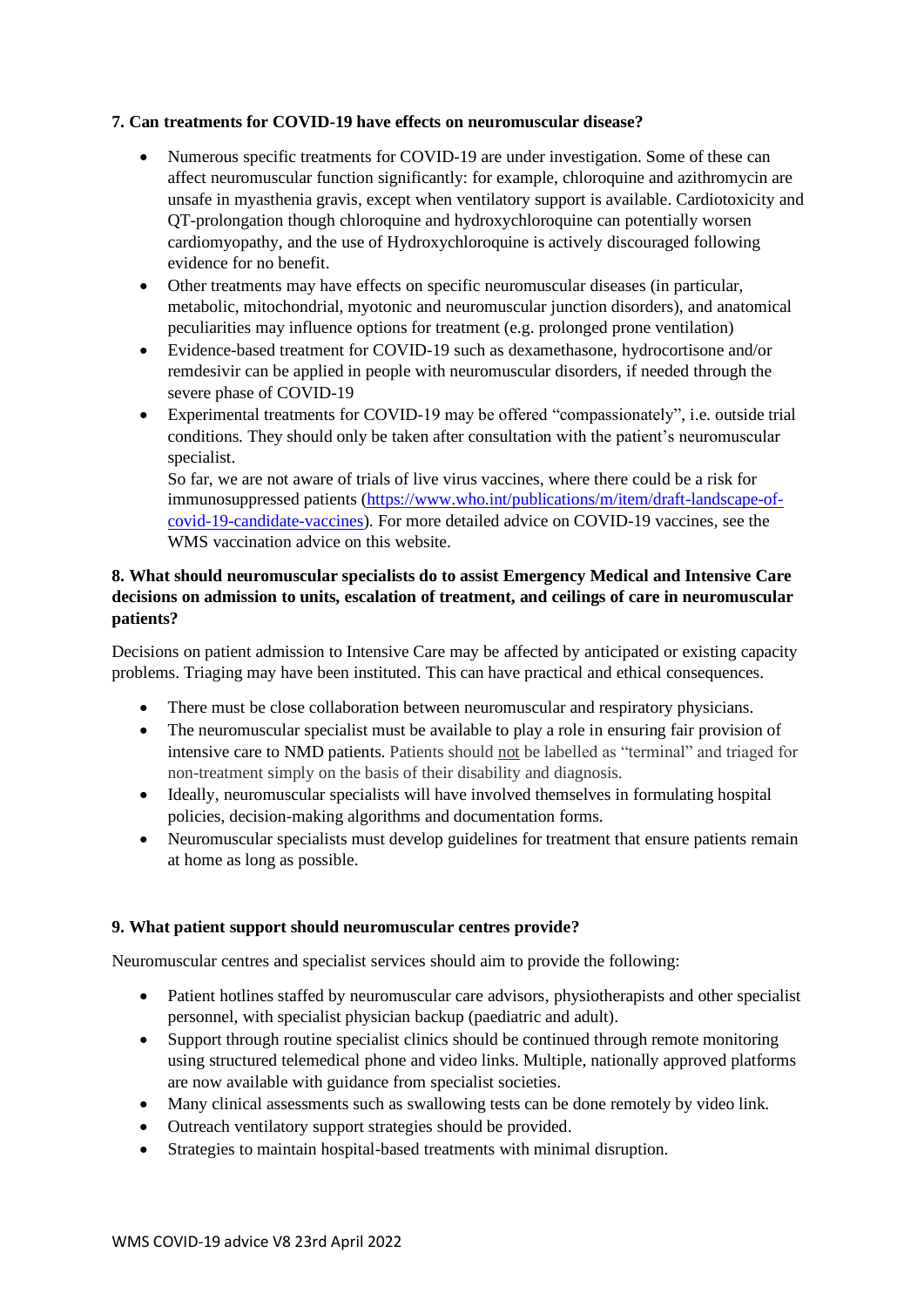**7. Can treatments for COVID-19 have effects on neuromuscular disease?**

- Numerous specific treatments for COVID-19 are under investigation. Some of these can affect neuromuscular function significantly: for example, chloroquine and azithromycin are unsafe in myasthenia gravis, except when ventilatory support is available. Cardiotoxicity and QT-prolongation though chloroquine and hydroxychloroquine can potentially worsen cardiomyopathy, and the use of Hydroxychloroquine is actively discouraged following evidence for no benefit.
- Other treatments may have effects on specific neuromuscular diseases (in particular, metabolic, mitochondrial, myotonic and neuromuscular junction disorders), and anatomical peculiarities may influence options for treatment (e.g. prolonged prone ventilation)
- Evidence-based treatment for COVID-19 such as dexamethasone, hydrocortisone and/or remdesivir can be applied in people with neuromuscular disorders, if needed through the severe phase of COVID-19
- Experimental treatments for COVID-19 may be offered "compassionately", i.e. outside trial conditions. They should only be taken after consultation with the patient's neuromuscular specialist.

  So far, we are not aware of trials of live virus vaccines, where there could be a risk for immunosuppressed patients ([https://www.who.int/publications/m/item/draft-landscape-of-covid-19-candidate-vaccines](https://www.who.int/publications/m/item/draft-landscape-of-covid-19-candidate-vaccines)). For more detailed advice on COVID-19 vaccines, see the WMS vaccination advice on this website.

**8. What should neuromuscular specialists do to assist Emergency Medical and Intensive Care decisions on admission to units, escalation of treatment, and ceilings of care in neuromuscular patients?**

Decisions on patient admission to Intensive Care may be affected by anticipated or existing capacity problems. Triaging may have been instituted. This can have practical and ethical consequences.

- There must be close collaboration between neuromuscular and respiratory physicians.
- The neuromuscular specialist must be available to play a role in ensuring fair provision of intensive care to NMD patients. Patients should <u>not</u> be labelled as "terminal" and triaged for non-treatment simply on the basis of their disability and diagnosis.
- Ideally, neuromuscular specialists will have involved themselves in formulating hospital policies, decision-making algorithms and documentation forms.
- Neuromuscular specialists must develop guidelines for treatment that ensure patients remain at home as long as possible.

**9. What patient support should neuromuscular centres provide?**

Neuromuscular centres and specialist services should aim to provide the following:

- Patient hotlines staffed by neuromuscular care advisors, physiotherapists and other specialist personnel, with specialist physician backup (paediatric and adult).
- Support through routine specialist clinics should be continued through remote monitoring using structured telemedical phone and video links. Multiple, nationally approved platforms are now available with guidance from specialist societies.
- Many clinical assessments such as swallowing tests can be done remotely by video link.
- Outreach ventilatory support strategies should be provided.
- Strategies to maintain hospital-based treatments with minimal disruption.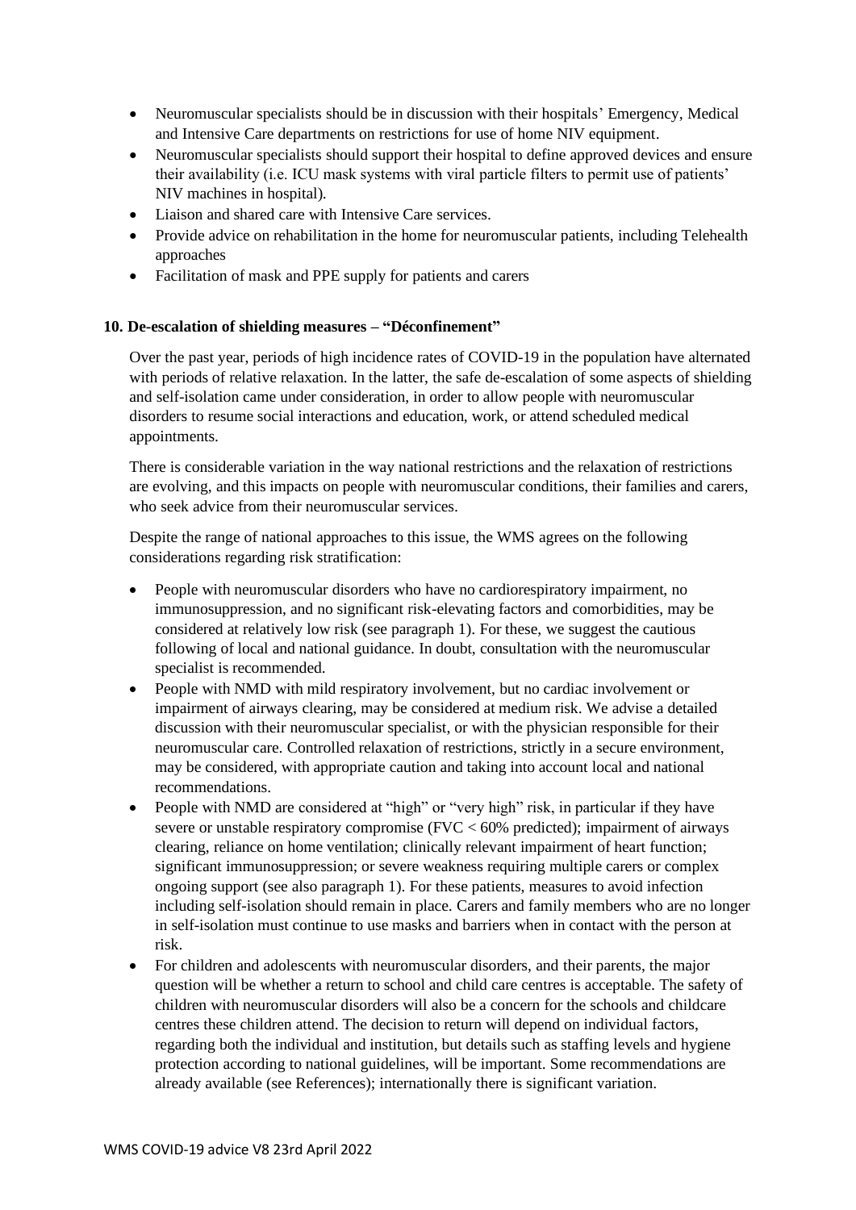- Neuromuscular specialists should be in discussion with their hospitals' Emergency, Medical and Intensive Care departments on restrictions for use of home NIV equipment.
- Neuromuscular specialists should support their hospital to define approved devices and ensure their availability (i.e. ICU mask systems with viral particle filters to permit use of patients' NIV machines in hospital).
- Liaison and shared care with Intensive Care services.
- Provide advice on rehabilitation in the home for neuromuscular patients, including Telehealth approaches
- Facilitation of mask and PPE supply for patients and carers

**10. De-escalation of shielding measures – "Déconfinement"**

Over the past year, periods of high incidence rates of COVID-19 in the population have alternated with periods of relative relaxation. In the latter, the safe de-escalation of some aspects of shielding and self-isolation came under consideration, in order to allow people with neuromuscular disorders to resume social interactions and education, work, or attend scheduled medical appointments.

There is considerable variation in the way national restrictions and the relaxation of restrictions are evolving, and this impacts on people with neuromuscular conditions, their families and carers, who seek advice from their neuromuscular services.

Despite the range of national approaches to this issue, the WMS agrees on the following considerations regarding risk stratification:

- People with neuromuscular disorders who have no cardiorespiratory impairment, no immunosuppression, and no significant risk-elevating factors and comorbidities, may be considered at relatively low risk (see paragraph 1). For these, we suggest the cautious following of local and national guidance. In doubt, consultation with the neuromuscular specialist is recommended.
- People with NMD with mild respiratory involvement, but no cardiac involvement or impairment of airways clearing, may be considered at medium risk. We advise a detailed discussion with their neuromuscular specialist, or with the physician responsible for their neuromuscular care. Controlled relaxation of restrictions, strictly in a secure environment, may be considered, with appropriate caution and taking into account local and national recommendations.
- People with NMD are considered at "high" or "very high" risk, in particular if they have severe or unstable respiratory compromise (FVC < 60% predicted); impairment of airways clearing, reliance on home ventilation; clinically relevant impairment of heart function; significant immunosuppression; or severe weakness requiring multiple carers or complex ongoing support (see also paragraph 1). For these patients, measures to avoid infection including self-isolation should remain in place. Carers and family members who are no longer in self-isolation must continue to use masks and barriers when in contact with the person at risk.
- For children and adolescents with neuromuscular disorders, and their parents, the major question will be whether a return to school and child care centres is acceptable. The safety of children with neuromuscular disorders will also be a concern for the schools and childcare centres these children attend. The decision to return will depend on individual factors, regarding both the individual and institution, but details such as staffing levels and hygiene protection according to national guidelines, will be important. Some recommendations are already available (see References); internationally there is significant variation.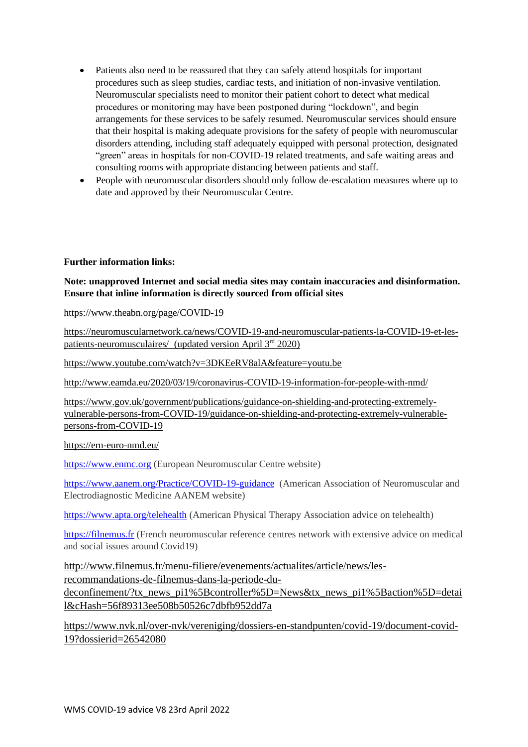- Patients also need to be reassured that they can safely attend hospitals for important procedures such as sleep studies, cardiac tests, and initiation of non-invasive ventilation. Neuromuscular specialists need to monitor their patient cohort to detect what medical procedures or monitoring may have been postponed during "lockdown", and begin arrangements for these services to be safely resumed. Neuromuscular services should ensure that their hospital is making adequate provisions for the safety of people with neuromuscular disorders attending, including staff adequately equipped with personal protection, designated "green" areas in hospitals for non-COVID-19 related treatments, and safe waiting areas and consulting rooms with appropriate distancing between patients and staff.
- People with neuromuscular disorders should only follow de-escalation measures where up to date and approved by their Neuromuscular Centre.

**Further information links:**

**Note: unapproved Internet and social media sites may contain inaccuracies and disinformation. Ensure that inline information is directly sourced from official sites**

https://www.theabn.org/page/COVID-19

https://neuromuscularnetwork.ca/news/COVID-19-and-neuromuscular-patients-la-COVID-19-et-les-patients-neuromusculaires/ (updated version April 3rd 2020)

https://www.youtube.com/watch?v=3DKEeRV8alA&feature=youtu.be

http://www.eamda.eu/2020/03/19/coronavirus-COVID-19-information-for-people-with-nmd/

https://www.gov.uk/government/publications/guidance-on-shielding-and-protecting-extremely-vulnerable-persons-from-COVID-19/guidance-on-shielding-and-protecting-extremely-vulnerable-persons-from-COVID-19

https://ern-euro-nmd.eu/

https://www.enmc.org (European Neuromuscular Centre website)

https://www.aanem.org/Practice/COVID-19-guidance (American Association of Neuromuscular and Electrodiagnostic Medicine AANEM website)

https://www.apta.org/telehealth (American Physical Therapy Association advice on telehealth)

https://filnemus.fr (French neuromuscular reference centres network with extensive advice on medical and social issues around Covid19)

http://www.filnemus.fr/menu-filiere/evenements/actualites/article/news/les-recommandations-de-filnemus-dans-la-periode-du-deconfinement/?tx_news_pi1%5Bcontroller%5D=News&tx_news_pi1%5Baction%5D=detail&cHash=56f89313ee508b50526c7dbfb952dd7a

https://www.nvk.nl/over-nvk/vereniging/dossiers-en-standpunten/covid-19/document-covid-19?dossierid=26542080

WMS COVID-19 advice V8 23rd April 2022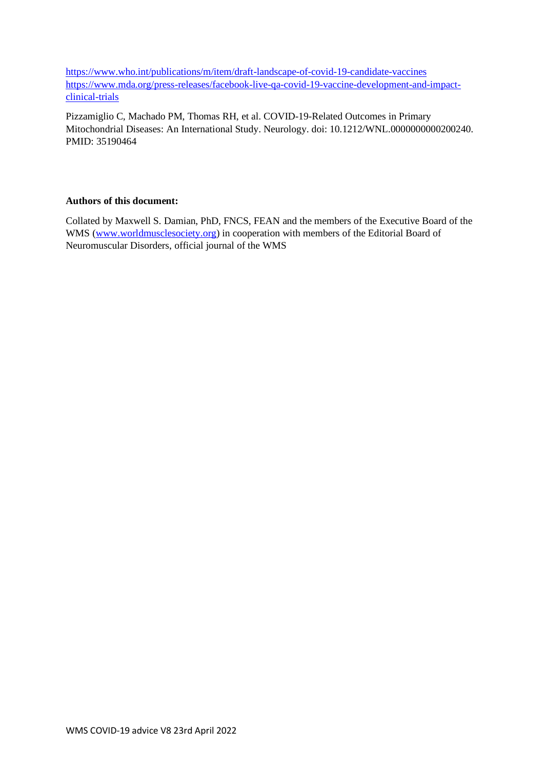https://www.who.int/publications/m/item/draft-landscape-of-covid-19-candidate-vaccines
https://www.mda.org/press-releases/facebook-live-qa-covid-19-vaccine-development-and-impact-clinical-trials

Pizzamiglio C, Machado PM, Thomas RH, et al. COVID-19-Related Outcomes in Primary Mitochondrial Diseases: An International Study. Neurology. doi: 10.1212/WNL.0000000000200240. PMID: 35190464

**Authors of this document:**

Collated by Maxwell S. Damian, PhD, FNCS, FEAN and the members of the Executive Board of the WMS (www.worldmusclesociety.org) in cooperation with members of the Editorial Board of Neuromuscular Disorders, official journal of the WMS